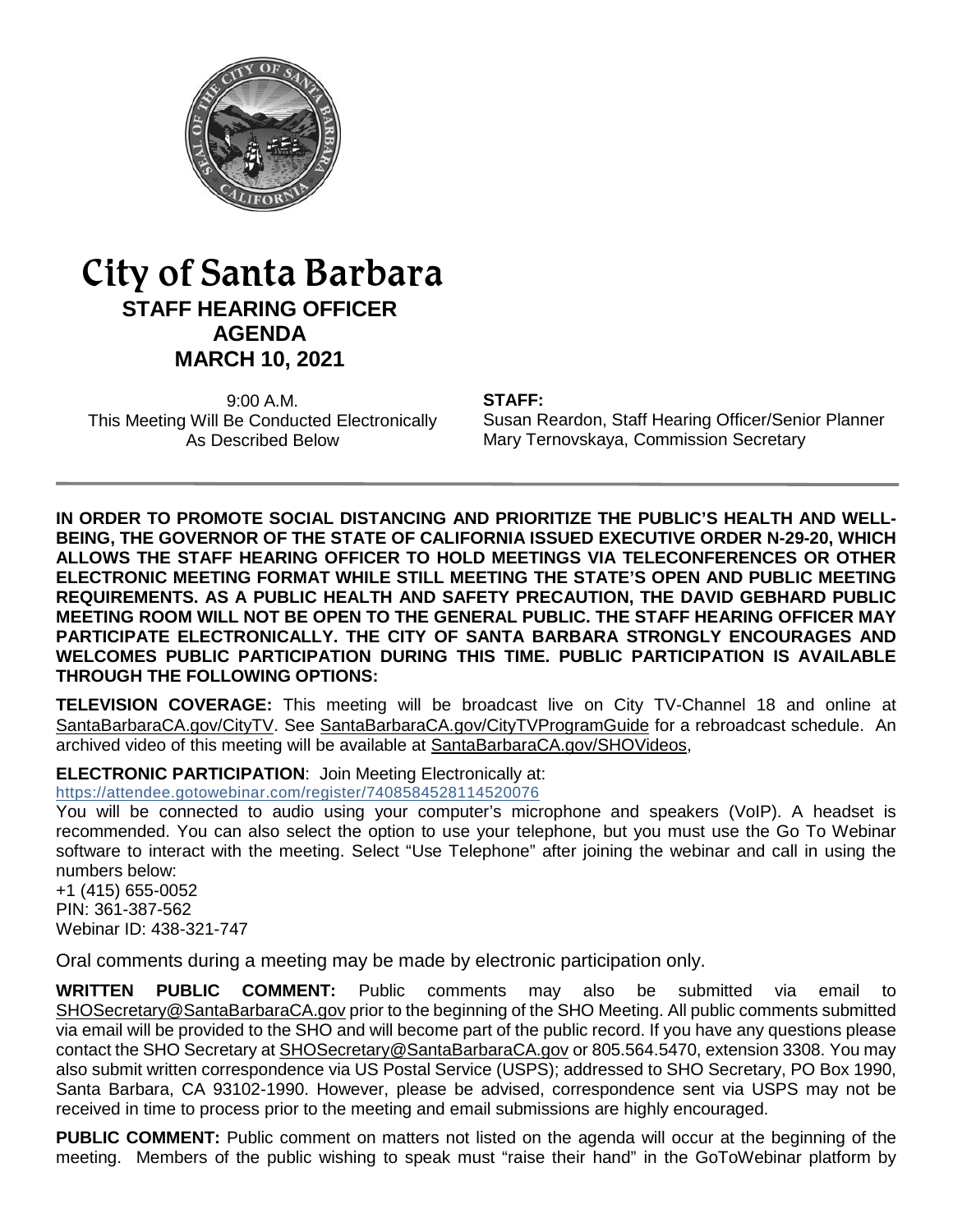# City of Santa Barbara

## STAFF HEARING OFFICER AGENDA

## MARCH 10, 2021

9:00 A.M.
This Meeting Will Be Conducted Electronically
As Described Below

**STAFF:**
Susan Reardon, Staff Hearing Officer/Senior Planner
Mary Ternovskaya, Commission Secretary

**IN ORDER TO PROMOTE SOCIAL DISTANCING AND PRIORITIZE THE PUBLIC'S HEALTH AND WELL-BEING, THE GOVERNOR OF THE STATE OF CALIFORNIA ISSUED EXECUTIVE ORDER N-29-20, WHICH ALLOWS THE STAFF HEARING OFFICER TO HOLD MEETINGS VIA TELECONFERENCES OR OTHER ELECTRONIC MEETING FORMAT WHILE STILL MEETING THE STATE'S OPEN AND PUBLIC MEETING REQUIREMENTS. AS A PUBLIC HEALTH AND SAFETY PRECAUTION, THE DAVID GEBHARD PUBLIC MEETING ROOM WILL NOT BE OPEN TO THE GENERAL PUBLIC. THE STAFF HEARING OFFICER MAY PARTICIPATE ELECTRONICALLY. THE CITY OF SANTA BARBARA STRONGLY ENCOURAGES AND WELCOMES PUBLIC PARTICIPATION DURING THIS TIME. PUBLIC PARTICIPATION IS AVAILABLE THROUGH THE FOLLOWING OPTIONS:**

**TELEVISION COVERAGE:** This meeting will be broadcast live on City TV-Channel 18 and online at SantaBarbaraCA.gov/CityTV. See SantaBarbaraCA.gov/CityTVProgramGuide for a rebroadcast schedule. An archived video of this meeting will be available at SantaBarbaraCA.gov/SHOVideos,

**ELECTRONIC PARTICIPATION**: Join Meeting Electronically at:
https://attendee.gotowebinar.com/register/7408584528114520076

You will be connected to audio using your computer's microphone and speakers (VoIP). A headset is recommended. You can also select the option to use your telephone, but you must use the Go To Webinar software to interact with the meeting. Select "Use Telephone" after joining the webinar and call in using the numbers below:
+1 (415) 655-0052
PIN: 361-387-562
Webinar ID: 438-321-747

Oral comments during a meeting may be made by electronic participation only.

**WRITTEN PUBLIC COMMENT:** Public comments may also be submitted via email to SHOSecretary@SantaBarbaraCA.gov prior to the beginning of the SHO Meeting. All public comments submitted via email will be provided to the SHO and will become part of the public record. If you have any questions please contact the SHO Secretary at SHOSecretary@SantaBarbaraCA.gov or 805.564.5470, extension 3308. You may also submit written correspondence via US Postal Service (USPS); addressed to SHO Secretary, PO Box 1990, Santa Barbara, CA 93102-1990. However, please be advised, correspondence sent via USPS may not be received in time to process prior to the meeting and email submissions are highly encouraged.

**PUBLIC COMMENT:** Public comment on matters not listed on the agenda will occur at the beginning of the meeting. Members of the public wishing to speak must "raise their hand" in the GoToWebinar platform by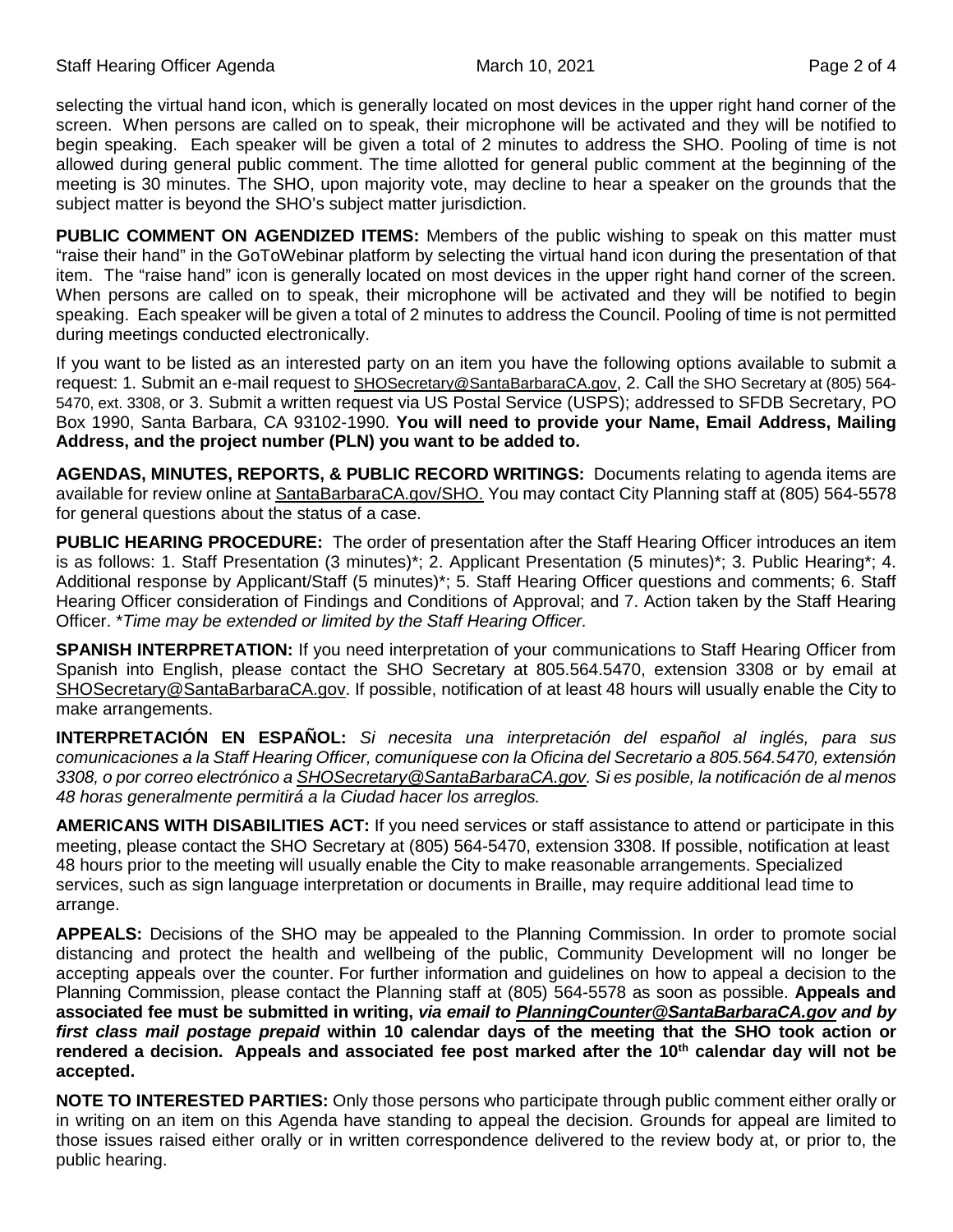selecting the virtual hand icon, which is generally located on most devices in the upper right hand corner of the screen. When persons are called on to speak, their microphone will be activated and they will be notified to begin speaking. Each speaker will be given a total of 2 minutes to address the SHO. Pooling of time is not allowed during general public comment. The time allotted for general public comment at the beginning of the meeting is 30 minutes. The SHO, upon majority vote, may decline to hear a speaker on the grounds that the subject matter is beyond the SHO's subject matter jurisdiction.

**PUBLIC COMMENT ON AGENDIZED ITEMS:** Members of the public wishing to speak on this matter must "raise their hand" in the GoToWebinar platform by selecting the virtual hand icon during the presentation of that item. The "raise hand" icon is generally located on most devices in the upper right hand corner of the screen. When persons are called on to speak, their microphone will be activated and they will be notified to begin speaking. Each speaker will be given a total of 2 minutes to address the Council. Pooling of time is not permitted during meetings conducted electronically.

If you want to be listed as an interested party on an item you have the following options available to submit a request: 1. Submit an e-mail request to SHOSecretary@SantaBarbaraCA.gov, 2. Call the SHO Secretary at (805) 564-5470, ext. 3308, or 3. Submit a written request via US Postal Service (USPS); addressed to SFDB Secretary, PO Box 1990, Santa Barbara, CA 93102-1990. **You will need to provide your Name, Email Address, Mailing Address, and the project number (PLN) you want to be added to.**

**AGENDAS, MINUTES, REPORTS, & PUBLIC RECORD WRITINGS:** Documents relating to agenda items are available for review online at SantaBarbaraCA.gov/SHO. You may contact City Planning staff at (805) 564-5578 for general questions about the status of a case.

**PUBLIC HEARING PROCEDURE:** The order of presentation after the Staff Hearing Officer introduces an item is as follows: 1. Staff Presentation (3 minutes)*; 2. Applicant Presentation (5 minutes)*; 3. Public Hearing*; 4. Additional response by Applicant/Staff (5 minutes)*; 5. Staff Hearing Officer questions and comments; 6. Staff Hearing Officer consideration of Findings and Conditions of Approval; and 7. Action taken by the Staff Hearing Officer. **Time may be extended or limited by the Staff Hearing Officer.*

**SPANISH INTERPRETATION:** If you need interpretation of your communications to Staff Hearing Officer from Spanish into English, please contact the SHO Secretary at 805.564.5470, extension 3308 or by email at SHOSecretary@SantaBarbaraCA.gov. If possible, notification of at least 48 hours will usually enable the City to make arrangements.

**INTERPRETACIÓN EN ESPAÑOL:** *Si necesita una interpretación del español al inglés, para sus comunicaciones a la Staff Hearing Officer, comuníquese con la Oficina del Secretario a 805.564.5470, extensión 3308, o por correo electrónico a SHOSecretary@SantaBarbaraCA.gov. Si es posible, la notificación de al menos 48 horas generalmente permitirá a la Ciudad hacer los arreglos.*

**AMERICANS WITH DISABILITIES ACT:** If you need services or staff assistance to attend or participate in this meeting, please contact the SHO Secretary at (805) 564-5470, extension 3308. If possible, notification at least 48 hours prior to the meeting will usually enable the City to make reasonable arrangements. Specialized services, such as sign language interpretation or documents in Braille, may require additional lead time to arrange.

**APPEALS:** Decisions of the SHO may be appealed to the Planning Commission. In order to promote social distancing and protect the health and wellbeing of the public, Community Development will no longer be accepting appeals over the counter. For further information and guidelines on how to appeal a decision to the Planning Commission, please contact the Planning staff at (805) 564-5578 as soon as possible. **Appeals and associated fee must be submitted in writing, *via email to PlanningCounter@SantaBarbaraCA.gov and by first class mail postage prepaid* within 10 calendar days of the meeting that the SHO took action or rendered a decision. Appeals and associated fee post marked after the 10th calendar day will not be accepted.**

**NOTE TO INTERESTED PARTIES:** Only those persons who participate through public comment either orally or in writing on an item on this Agenda have standing to appeal the decision. Grounds for appeal are limited to those issues raised either orally or in written correspondence delivered to the review body at, or prior to, the public hearing.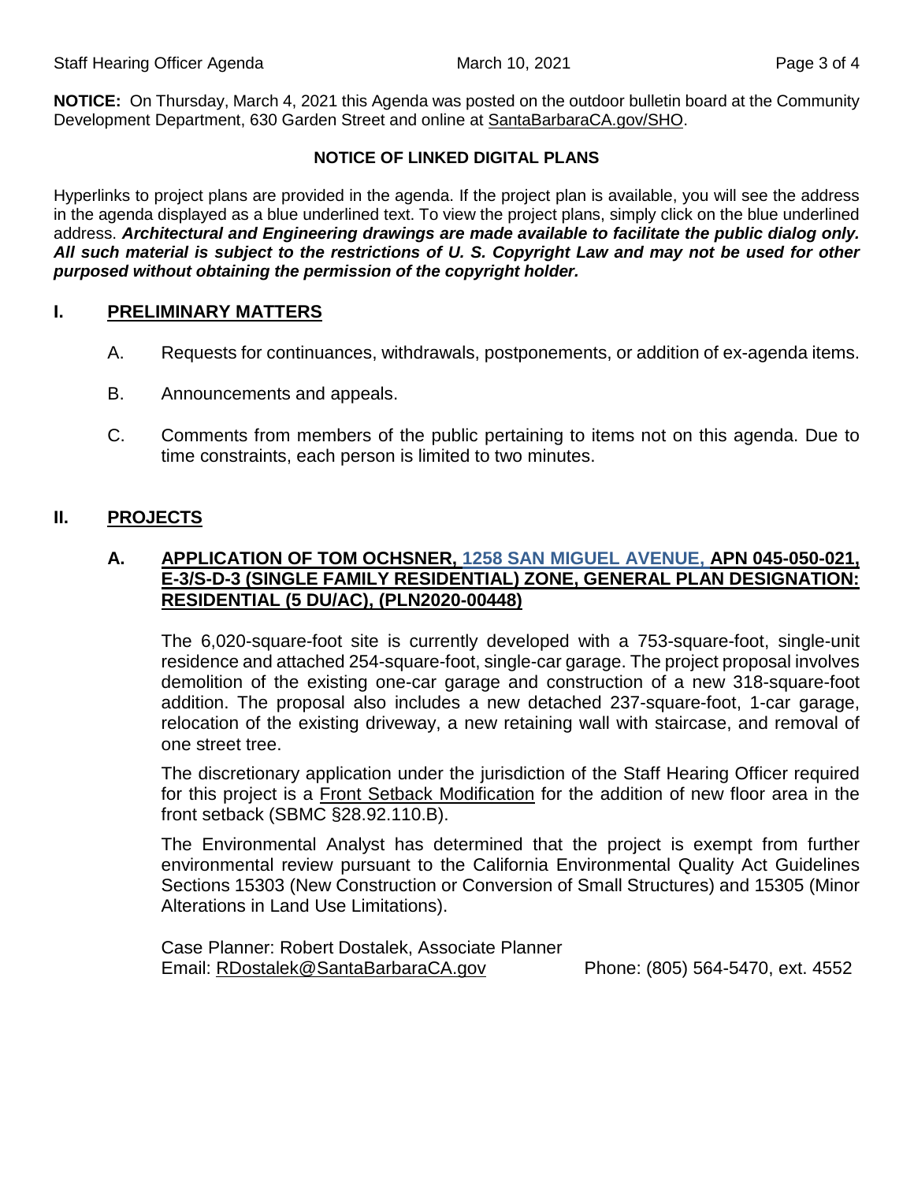**NOTICE:** On Thursday, March 4, 2021 this Agenda was posted on the outdoor bulletin board at the Community Development Department, 630 Garden Street and online at SantaBarbaraCA.gov/SHO.

**NOTICE OF LINKED DIGITAL PLANS**

Hyperlinks to project plans are provided in the agenda. If the project plan is available, you will see the address in the agenda displayed as a blue underlined text. To view the project plans, simply click on the blue underlined address. ***Architectural and Engineering drawings are made available to facilitate the public dialog only. All such material is subject to the restrictions of U. S. Copyright Law and may not be used for other purposed without obtaining the permission of the copyright holder.***

## I. PRELIMINARY MATTERS

A. Requests for continuances, withdrawals, postponements, or addition of ex-agenda items.

B. Announcements and appeals.

C. Comments from members of the public pertaining to items not on this agenda. Due to time constraints, each person is limited to two minutes.

## II. PROJECTS

### A. APPLICATION OF TOM OCHSNER, 1258 SAN MIGUEL AVENUE, APN 045-050-021, E-3/S-D-3 (SINGLE FAMILY RESIDENTIAL) ZONE, GENERAL PLAN DESIGNATION: RESIDENTIAL (5 DU/AC), (PLN2020-00448)

The 6,020-square-foot site is currently developed with a 753-square-foot, single-unit residence and attached 254-square-foot, single-car garage. The project proposal involves demolition of the existing one-car garage and construction of a new 318-square-foot addition. The proposal also includes a new detached 237-square-foot, 1-car garage, relocation of the existing driveway, a new retaining wall with staircase, and removal of one street tree.

The discretionary application under the jurisdiction of the Staff Hearing Officer required for this project is a Front Setback Modification for the addition of new floor area in the front setback (SBMC §28.92.110.B).

The Environmental Analyst has determined that the project is exempt from further environmental review pursuant to the California Environmental Quality Act Guidelines Sections 15303 (New Construction or Conversion of Small Structures) and 15305 (Minor Alterations in Land Use Limitations).

Case Planner: Robert Dostalek, Associate Planner
Email: RDostalek@SantaBarbaraCA.gov Phone: (805) 564-5470, ext. 4552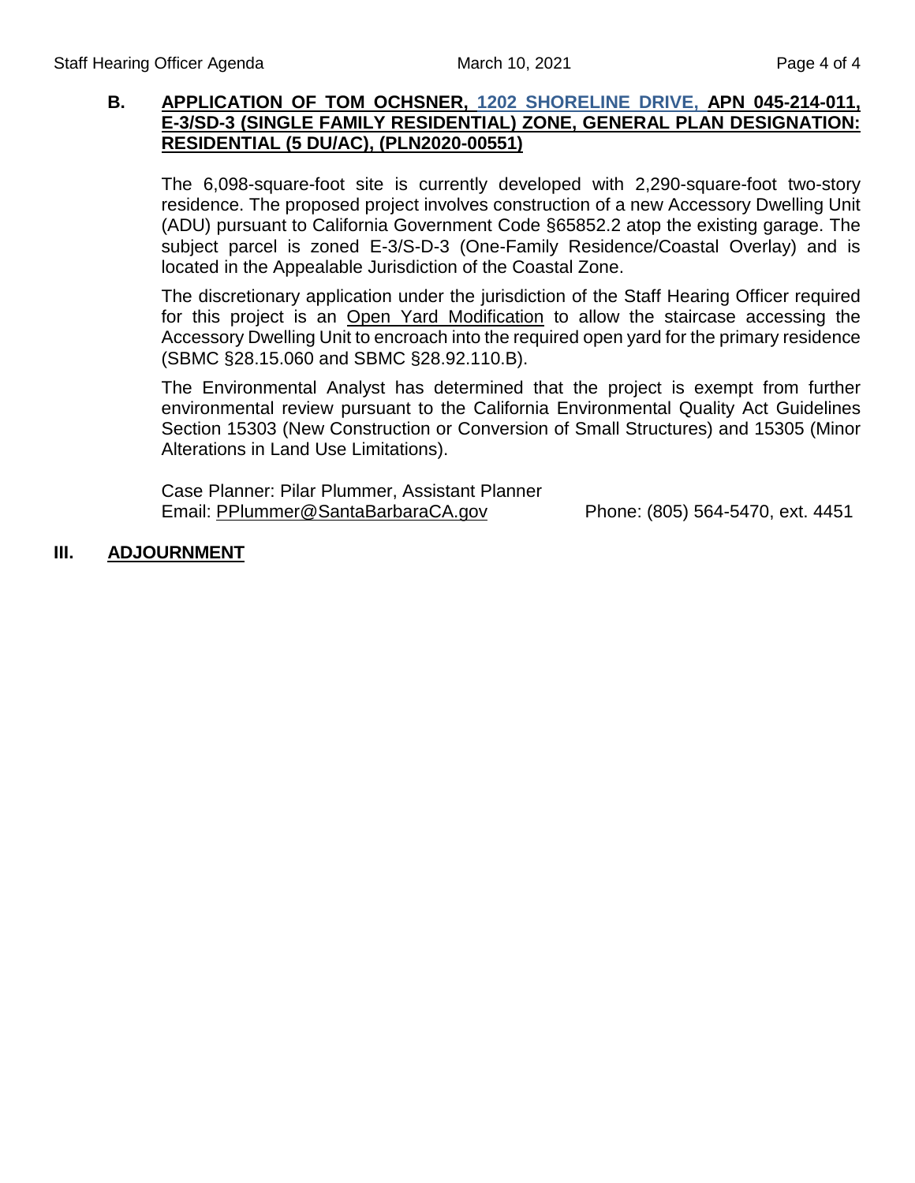**B. APPLICATION OF TOM OCHSNER, 1202 SHORELINE DRIVE, APN 045-214-011, E-3/SD-3 (SINGLE FAMILY RESIDENTIAL) ZONE, GENERAL PLAN DESIGNATION: RESIDENTIAL (5 DU/AC), (PLN2020-00551)**

The 6,098-square-foot site is currently developed with 2,290-square-foot two-story residence. The proposed project involves construction of a new Accessory Dwelling Unit (ADU) pursuant to California Government Code §65852.2 atop the existing garage. The subject parcel is zoned E-3/S-D-3 (One-Family Residence/Coastal Overlay) and is located in the Appealable Jurisdiction of the Coastal Zone.

The discretionary application under the jurisdiction of the Staff Hearing Officer required for this project is an Open Yard Modification to allow the staircase accessing the Accessory Dwelling Unit to encroach into the required open yard for the primary residence (SBMC §28.15.060 and SBMC §28.92.110.B).

The Environmental Analyst has determined that the project is exempt from further environmental review pursuant to the California Environmental Quality Act Guidelines Section 15303 (New Construction or Conversion of Small Structures) and 15305 (Minor Alterations in Land Use Limitations).

Case Planner: Pilar Plummer, Assistant Planner
Email: PPlummer@SantaBarbaraCA.gov    Phone: (805) 564-5470, ext. 4451

**III. ADJOURNMENT**